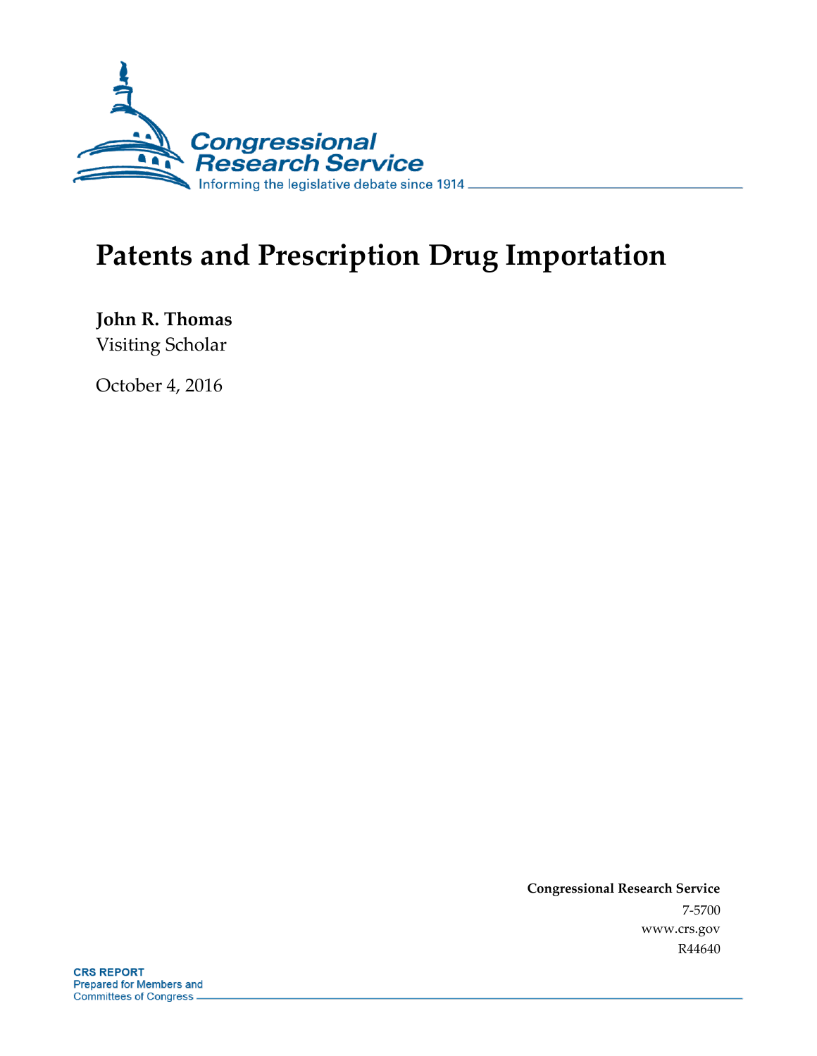# Patents and Prescription Drug Importation

**John R. Thomas**
Visiting Scholar

October 4, 2016

**Congressional Research Service**
7-5700
www.crs.gov
R44640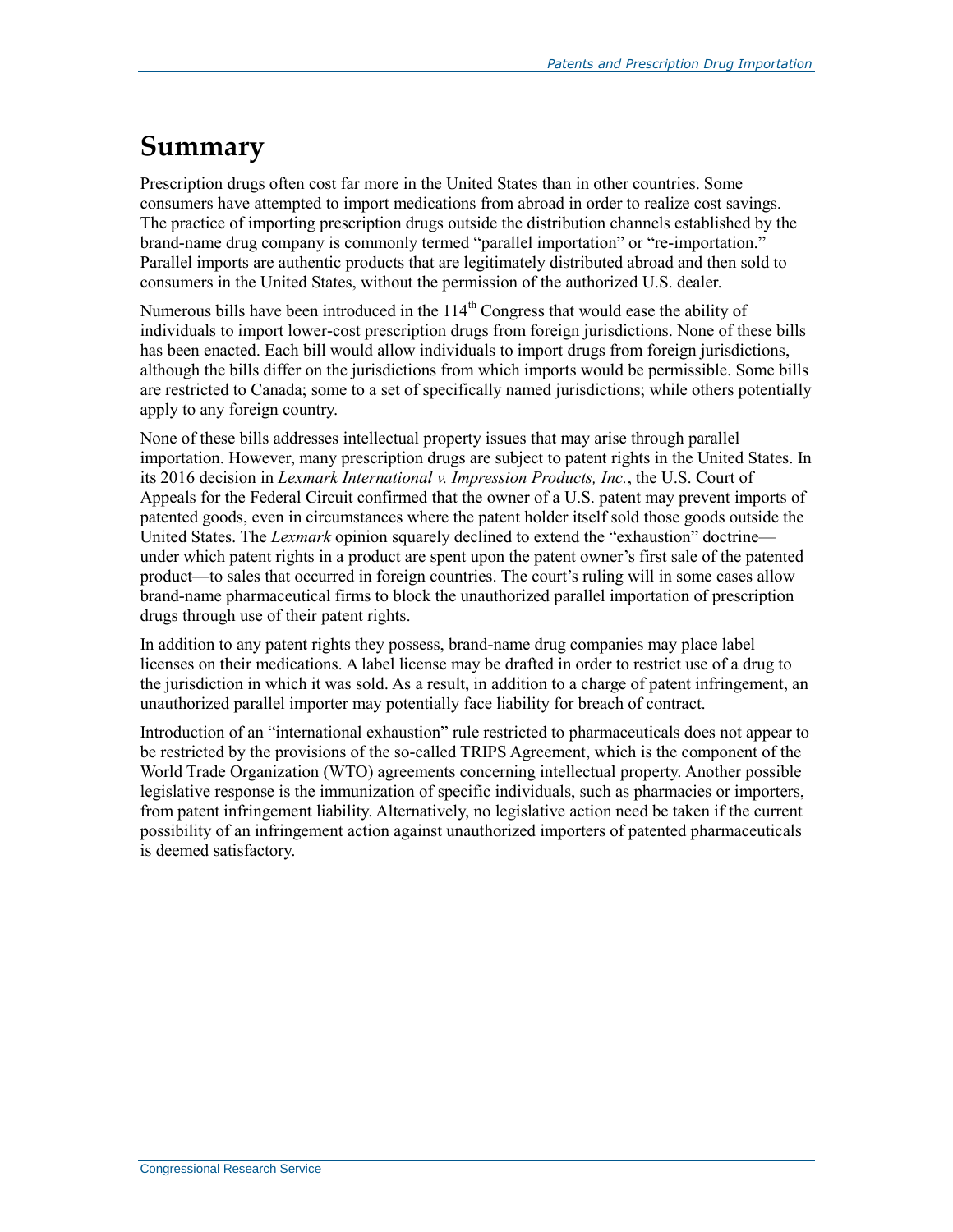# Summary

Prescription drugs often cost far more in the United States than in other countries. Some consumers have attempted to import medications from abroad in order to realize cost savings. The practice of importing prescription drugs outside the distribution channels established by the brand-name drug company is commonly termed "parallel importation" or "re-importation." Parallel imports are authentic products that are legitimately distributed abroad and then sold to consumers in the United States, without the permission of the authorized U.S. dealer.

Numerous bills have been introduced in the 114th Congress that would ease the ability of individuals to import lower-cost prescription drugs from foreign jurisdictions. None of these bills has been enacted. Each bill would allow individuals to import drugs from foreign jurisdictions, although the bills differ on the jurisdictions from which imports would be permissible. Some bills are restricted to Canada; some to a set of specifically named jurisdictions; while others potentially apply to any foreign country.

None of these bills addresses intellectual property issues that may arise through parallel importation. However, many prescription drugs are subject to patent rights in the United States. In its 2016 decision in *Lexmark International v. Impression Products, Inc.*, the U.S. Court of Appeals for the Federal Circuit confirmed that the owner of a U.S. patent may prevent imports of patented goods, even in circumstances where the patent holder itself sold those goods outside the United States. The *Lexmark* opinion squarely declined to extend the "exhaustion" doctrine—under which patent rights in a product are spent upon the patent owner's first sale of the patented product—to sales that occurred in foreign countries. The court's ruling will in some cases allow brand-name pharmaceutical firms to block the unauthorized parallel importation of prescription drugs through use of their patent rights.

In addition to any patent rights they possess, brand-name drug companies may place label licenses on their medications. A label license may be drafted in order to restrict use of a drug to the jurisdiction in which it was sold. As a result, in addition to a charge of patent infringement, an unauthorized parallel importer may potentially face liability for breach of contract.

Introduction of an "international exhaustion" rule restricted to pharmaceuticals does not appear to be restricted by the provisions of the so-called TRIPS Agreement, which is the component of the World Trade Organization (WTO) agreements concerning intellectual property. Another possible legislative response is the immunization of specific individuals, such as pharmacies or importers, from patent infringement liability. Alternatively, no legislative action need be taken if the current possibility of an infringement action against unauthorized importers of patented pharmaceuticals is deemed satisfactory.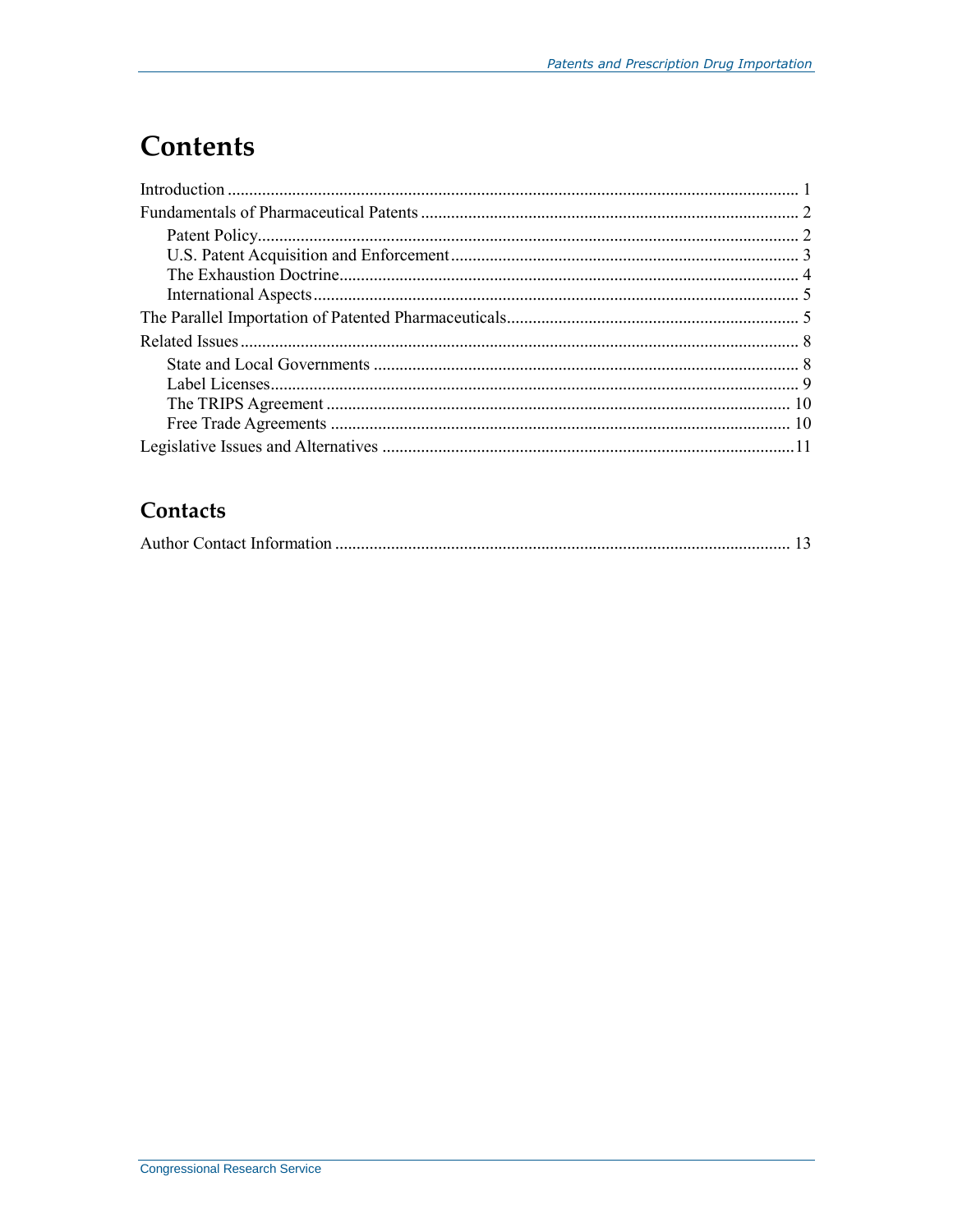# Contents

Introduction ..................................................................................................................... 1
Fundamentals of Pharmaceutical Patents ........................................................................ 2
  Patent Policy.............................................................................................................. 2
  U.S. Patent Acquisition and Enforcement ................................................................. 3
  The Exhaustion Doctrine........................................................................................... 4
  International Aspects ................................................................................................. 5
The Parallel Importation of Patented Pharmaceuticals.................................................... 5
Related Issues .................................................................................................................. 8
  State and Local Governments ................................................................................... 8
  Label Licenses........................................................................................................... 9
  The TRIPS Agreement ............................................................................................ 10
  Free Trade Agreements ........................................................................................... 10
Legislative Issues and Alternatives ............................................................................... 11

## Contacts

Author Contact Information .......................................................................................... 13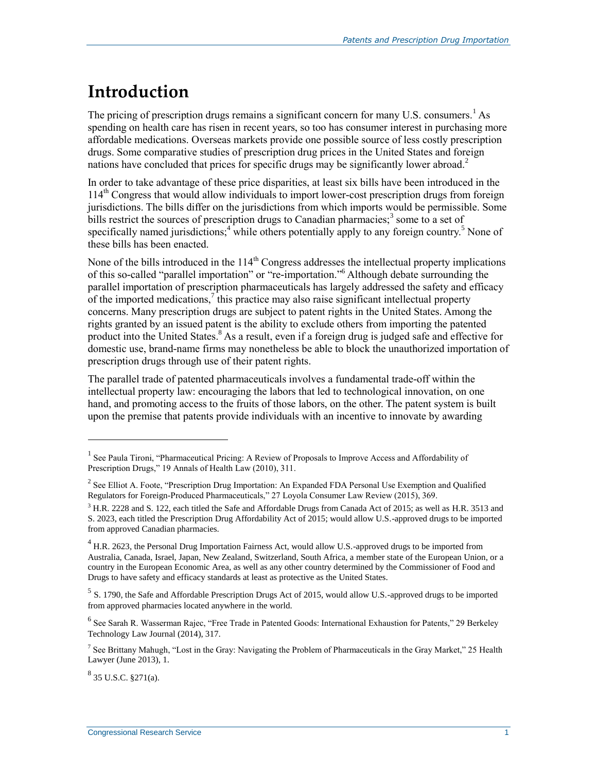# Introduction

The pricing of prescription drugs remains a significant concern for many U.S. consumers.[1] As spending on health care has risen in recent years, so too has consumer interest in purchasing more affordable medications. Overseas markets provide one possible source of less costly prescription drugs. Some comparative studies of prescription drug prices in the United States and foreign nations have concluded that prices for specific drugs may be significantly lower abroad.[2]

In order to take advantage of these price disparities, at least six bills have been introduced in the 114th Congress that would allow individuals to import lower-cost prescription drugs from foreign jurisdictions. The bills differ on the jurisdictions from which imports would be permissible. Some bills restrict the sources of prescription drugs to Canadian pharmacies;[3] some to a set of specifically named jurisdictions;[4] while others potentially apply to any foreign country.[5] None of these bills has been enacted.

None of the bills introduced in the 114th Congress addresses the intellectual property implications of this so-called "parallel importation" or "re-importation."[6] Although debate surrounding the parallel importation of prescription pharmaceuticals has largely addressed the safety and efficacy of the imported medications,[7] this practice may also raise significant intellectual property concerns. Many prescription drugs are subject to patent rights in the United States. Among the rights granted by an issued patent is the ability to exclude others from importing the patented product into the United States.[8] As a result, even if a foreign drug is judged safe and effective for domestic use, brand-name firms may nonetheless be able to block the unauthorized importation of prescription drugs through use of their patent rights.

The parallel trade of patented pharmaceuticals involves a fundamental trade-off within the intellectual property law: encouraging the labors that led to technological innovation, on one hand, and promoting access to the fruits of those labors, on the other. The patent system is built upon the premise that patents provide individuals with an incentive to innovate by awarding

---

[1] See Paula Tironi, "Pharmaceutical Pricing: A Review of Proposals to Improve Access and Affordability of Prescription Drugs," 19 Annals of Health Law (2010), 311.

[2] See Elliot A. Foote, "Prescription Drug Importation: An Expanded FDA Personal Use Exemption and Qualified Regulators for Foreign-Produced Pharmaceuticals," 27 Loyola Consumer Law Review (2015), 369.

[3] H.R. 2228 and S. 122, each titled the Safe and Affordable Drugs from Canada Act of 2015; as well as H.R. 3513 and S. 2023, each titled the Prescription Drug Affordability Act of 2015; would allow U.S.-approved drugs to be imported from approved Canadian pharmacies.

[4] H.R. 2623, the Personal Drug Importation Fairness Act, would allow U.S.-approved drugs to be imported from Australia, Canada, Israel, Japan, New Zealand, Switzerland, South Africa, a member state of the European Union, or a country in the European Economic Area, as well as any other country determined by the Commissioner of Food and Drugs to have safety and efficacy standards at least as protective as the United States.

[5] S. 1790, the Safe and Affordable Prescription Drugs Act of 2015, would allow U.S.-approved drugs to be imported from approved pharmacies located anywhere in the world.

[6] See Sarah R. Wasserman Rajec, "Free Trade in Patented Goods: International Exhaustion for Patents," 29 Berkeley Technology Law Journal (2014), 317.

[7] See Brittany Mahugh, "Lost in the Gray: Navigating the Problem of Pharmaceuticals in the Gray Market," 25 Health Lawyer (June 2013), 1.

[8] 35 U.S.C. §271(a).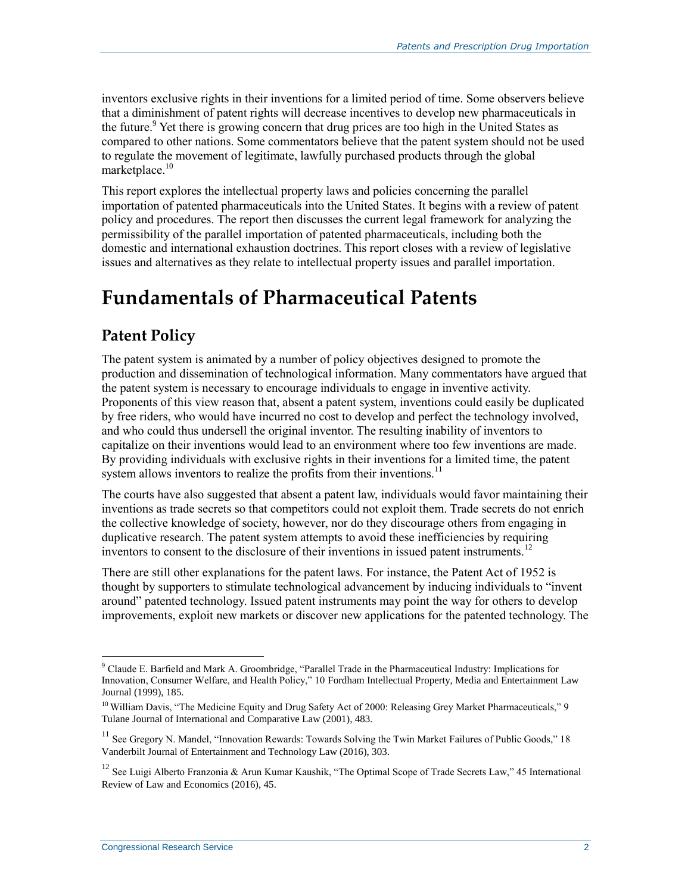inventors exclusive rights in their inventions for a limited period of time. Some observers believe that a diminishment of patent rights will decrease incentives to develop new pharmaceuticals in the future.[9] Yet there is growing concern that drug prices are too high in the United States as compared to other nations. Some commentators believe that the patent system should not be used to regulate the movement of legitimate, lawfully purchased products through the global marketplace.[10]

This report explores the intellectual property laws and policies concerning the parallel importation of patented pharmaceuticals into the United States. It begins with a review of patent policy and procedures. The report then discusses the current legal framework for analyzing the permissibility of the parallel importation of patented pharmaceuticals, including both the domestic and international exhaustion doctrines. This report closes with a review of legislative issues and alternatives as they relate to intellectual property issues and parallel importation.

# Fundamentals of Pharmaceutical Patents

## Patent Policy

The patent system is animated by a number of policy objectives designed to promote the production and dissemination of technological information. Many commentators have argued that the patent system is necessary to encourage individuals to engage in inventive activity. Proponents of this view reason that, absent a patent system, inventions could easily be duplicated by free riders, who would have incurred no cost to develop and perfect the technology involved, and who could thus undersell the original inventor. The resulting inability of inventors to capitalize on their inventions would lead to an environment where too few inventions are made. By providing individuals with exclusive rights in their inventions for a limited time, the patent system allows inventors to realize the profits from their inventions.[11]

The courts have also suggested that absent a patent law, individuals would favor maintaining their inventions as trade secrets so that competitors could not exploit them. Trade secrets do not enrich the collective knowledge of society, however, nor do they discourage others from engaging in duplicative research. The patent system attempts to avoid these inefficiencies by requiring inventors to consent to the disclosure of their inventions in issued patent instruments.[12]

There are still other explanations for the patent laws. For instance, the Patent Act of 1952 is thought by supporters to stimulate technological advancement by inducing individuals to "invent around" patented technology. Issued patent instruments may point the way for others to develop improvements, exploit new markets or discover new applications for the patented technology. The

---

[9] Claude E. Barfield and Mark A. Groombridge, "Parallel Trade in the Pharmaceutical Industry: Implications for Innovation, Consumer Welfare, and Health Policy," 10 Fordham Intellectual Property, Media and Entertainment Law Journal (1999), 185.

[10] William Davis, "The Medicine Equity and Drug Safety Act of 2000: Releasing Grey Market Pharmaceuticals," 9 Tulane Journal of International and Comparative Law (2001), 483.

[11] See Gregory N. Mandel, "Innovation Rewards: Towards Solving the Twin Market Failures of Public Goods," 18 Vanderbilt Journal of Entertainment and Technology Law (2016), 303.

[12] See Luigi Alberto Franzonia & Arun Kumar Kaushik, "The Optimal Scope of Trade Secrets Law," 45 International Review of Law and Economics (2016), 45.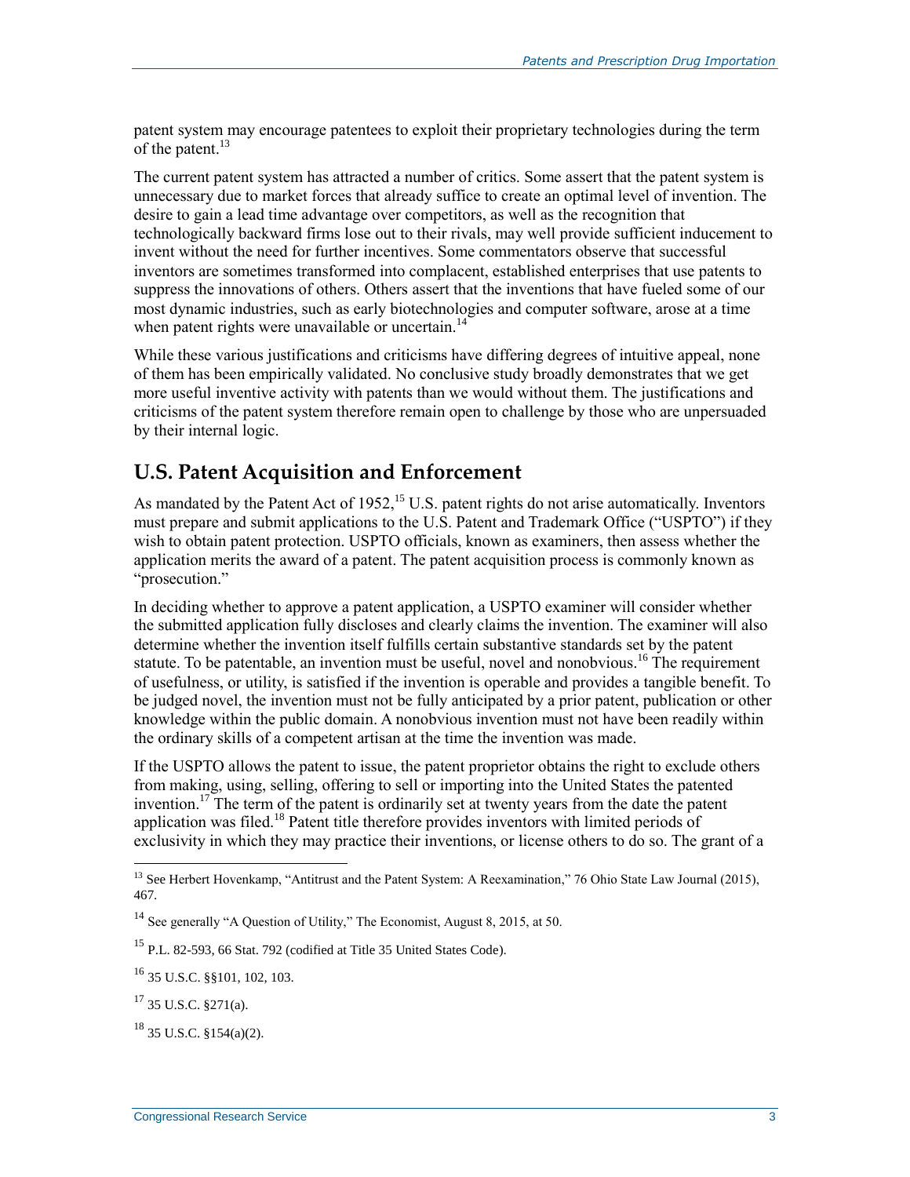patent system may encourage patentees to exploit their proprietary technologies during the term of the patent.[13]

The current patent system has attracted a number of critics. Some assert that the patent system is unnecessary due to market forces that already suffice to create an optimal level of invention. The desire to gain a lead time advantage over competitors, as well as the recognition that technologically backward firms lose out to their rivals, may well provide sufficient inducement to invent without the need for further incentives. Some commentators observe that successful inventors are sometimes transformed into complacent, established enterprises that use patents to suppress the innovations of others. Others assert that the inventions that have fueled some of our most dynamic industries, such as early biotechnologies and computer software, arose at a time when patent rights were unavailable or uncertain.[14]

While these various justifications and criticisms have differing degrees of intuitive appeal, none of them has been empirically validated. No conclusive study broadly demonstrates that we get more useful inventive activity with patents than we would without them. The justifications and criticisms of the patent system therefore remain open to challenge by those who are unpersuaded by their internal logic.

## U.S. Patent Acquisition and Enforcement

As mandated by the Patent Act of 1952,[15] U.S. patent rights do not arise automatically. Inventors must prepare and submit applications to the U.S. Patent and Trademark Office ("USPTO") if they wish to obtain patent protection. USPTO officials, known as examiners, then assess whether the application merits the award of a patent. The patent acquisition process is commonly known as "prosecution."

In deciding whether to approve a patent application, a USPTO examiner will consider whether the submitted application fully discloses and clearly claims the invention. The examiner will also determine whether the invention itself fulfills certain substantive standards set by the patent statute. To be patentable, an invention must be useful, novel and nonobvious.[16] The requirement of usefulness, or utility, is satisfied if the invention is operable and provides a tangible benefit. To be judged novel, the invention must not be fully anticipated by a prior patent, publication or other knowledge within the public domain. A nonobvious invention must not have been readily within the ordinary skills of a competent artisan at the time the invention was made.

If the USPTO allows the patent to issue, the patent proprietor obtains the right to exclude others from making, using, selling, offering to sell or importing into the United States the patented invention.[17] The term of the patent is ordinarily set at twenty years from the date the patent application was filed.[18] Patent title therefore provides inventors with limited periods of exclusivity in which they may practice their inventions, or license others to do so. The grant of a

---

[13] See Herbert Hovenkamp, "Antitrust and the Patent System: A Reexamination," 76 Ohio State Law Journal (2015), 467.

[14] See generally "A Question of Utility," The Economist, August 8, 2015, at 50.

[15] P.L. 82-593, 66 Stat. 792 (codified at Title 35 United States Code).

[16] 35 U.S.C. §§101, 102, 103.

[17] 35 U.S.C. §271(a).

[18] 35 U.S.C. §154(a)(2).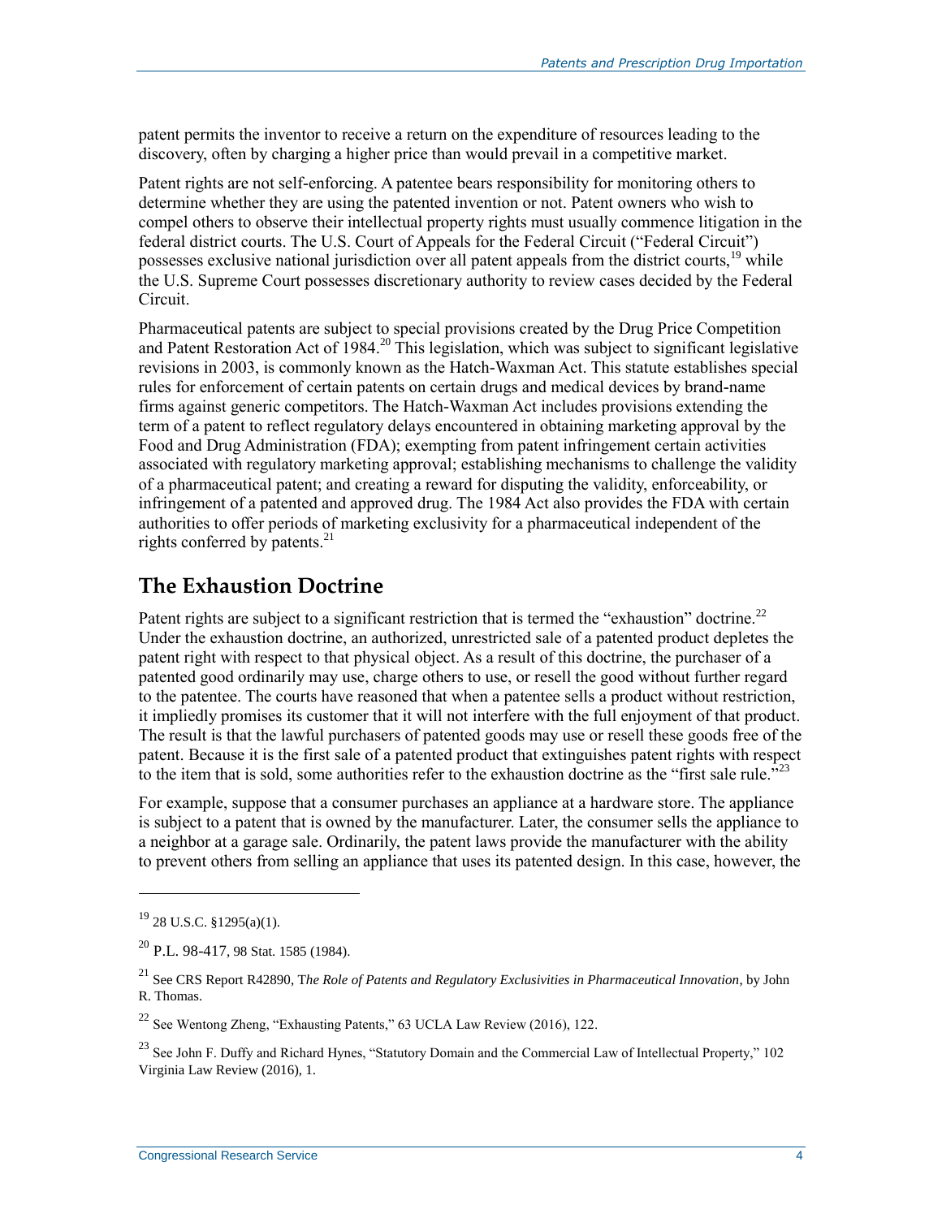patent permits the inventor to receive a return on the expenditure of resources leading to the discovery, often by charging a higher price than would prevail in a competitive market.

Patent rights are not self-enforcing. A patentee bears responsibility for monitoring others to determine whether they are using the patented invention or not. Patent owners who wish to compel others to observe their intellectual property rights must usually commence litigation in the federal district courts. The U.S. Court of Appeals for the Federal Circuit ("Federal Circuit") possesses exclusive national jurisdiction over all patent appeals from the district courts,[19] while the U.S. Supreme Court possesses discretionary authority to review cases decided by the Federal Circuit.

Pharmaceutical patents are subject to special provisions created by the Drug Price Competition and Patent Restoration Act of 1984.[20] This legislation, which was subject to significant legislative revisions in 2003, is commonly known as the Hatch-Waxman Act. This statute establishes special rules for enforcement of certain patents on certain drugs and medical devices by brand-name firms against generic competitors. The Hatch-Waxman Act includes provisions extending the term of a patent to reflect regulatory delays encountered in obtaining marketing approval by the Food and Drug Administration (FDA); exempting from patent infringement certain activities associated with regulatory marketing approval; establishing mechanisms to challenge the validity of a pharmaceutical patent; and creating a reward for disputing the validity, enforceability, or infringement of a patented and approved drug. The 1984 Act also provides the FDA with certain authorities to offer periods of marketing exclusivity for a pharmaceutical independent of the rights conferred by patents.[21]

## The Exhaustion Doctrine

Patent rights are subject to a significant restriction that is termed the "exhaustion" doctrine.[22] Under the exhaustion doctrine, an authorized, unrestricted sale of a patented product depletes the patent right with respect to that physical object. As a result of this doctrine, the purchaser of a patented good ordinarily may use, charge others to use, or resell the good without further regard to the patentee. The courts have reasoned that when a patentee sells a product without restriction, it impliedly promises its customer that it will not interfere with the full enjoyment of that product. The result is that the lawful purchasers of patented goods may use or resell these goods free of the patent. Because it is the first sale of a patented product that extinguishes patent rights with respect to the item that is sold, some authorities refer to the exhaustion doctrine as the "first sale rule."[23]

For example, suppose that a consumer purchases an appliance at a hardware store. The appliance is subject to a patent that is owned by the manufacturer. Later, the consumer sells the appliance to a neighbor at a garage sale. Ordinarily, the patent laws provide the manufacturer with the ability to prevent others from selling an appliance that uses its patented design. In this case, however, the

---

[19] 28 U.S.C. §1295(a)(1).

[20] P.L. 98-417, 98 Stat. 1585 (1984).

[21] See CRS Report R42890, *The Role of Patents and Regulatory Exclusivities in Pharmaceutical Innovation*, by John R. Thomas.

[22] See Wentong Zheng, "Exhausting Patents," 63 UCLA Law Review (2016), 122.

[23] See John F. Duffy and Richard Hynes, "Statutory Domain and the Commercial Law of Intellectual Property," 102 Virginia Law Review (2016), 1.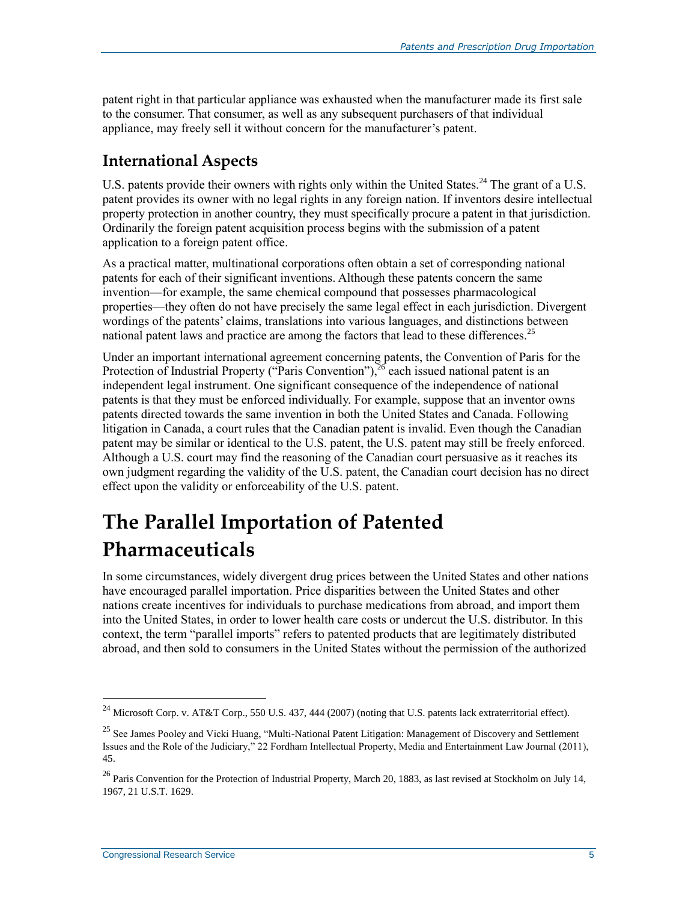patent right in that particular appliance was exhausted when the manufacturer made its first sale to the consumer. That consumer, as well as any subsequent purchasers of that individual appliance, may freely sell it without concern for the manufacturer's patent.

## International Aspects

U.S. patents provide their owners with rights only within the United States.[24] The grant of a U.S. patent provides its owner with no legal rights in any foreign nation. If inventors desire intellectual property protection in another country, they must specifically procure a patent in that jurisdiction. Ordinarily the foreign patent acquisition process begins with the submission of a patent application to a foreign patent office.

As a practical matter, multinational corporations often obtain a set of corresponding national patents for each of their significant inventions. Although these patents concern the same invention—for example, the same chemical compound that possesses pharmacological properties—they often do not have precisely the same legal effect in each jurisdiction. Divergent wordings of the patents' claims, translations into various languages, and distinctions between national patent laws and practice are among the factors that lead to these differences.[25]

Under an important international agreement concerning patents, the Convention of Paris for the Protection of Industrial Property ("Paris Convention"),[26] each issued national patent is an independent legal instrument. One significant consequence of the independence of national patents is that they must be enforced individually. For example, suppose that an inventor owns patents directed towards the same invention in both the United States and Canada. Following litigation in Canada, a court rules that the Canadian patent is invalid. Even though the Canadian patent may be similar or identical to the U.S. patent, the U.S. patent may still be freely enforced. Although a U.S. court may find the reasoning of the Canadian court persuasive as it reaches its own judgment regarding the validity of the U.S. patent, the Canadian court decision has no direct effect upon the validity or enforceability of the U.S. patent.

# The Parallel Importation of Patented Pharmaceuticals

In some circumstances, widely divergent drug prices between the United States and other nations have encouraged parallel importation. Price disparities between the United States and other nations create incentives for individuals to purchase medications from abroad, and import them into the United States, in order to lower health care costs or undercut the U.S. distributor. In this context, the term "parallel imports" refers to patented products that are legitimately distributed abroad, and then sold to consumers in the United States without the permission of the authorized

---

[24] Microsoft Corp. v. AT&T Corp., 550 U.S. 437, 444 (2007) (noting that U.S. patents lack extraterritorial effect).

[25] See James Pooley and Vicki Huang, "Multi-National Patent Litigation: Management of Discovery and Settlement Issues and the Role of the Judiciary," 22 Fordham Intellectual Property, Media and Entertainment Law Journal (2011), 45.

[26] Paris Convention for the Protection of Industrial Property, March 20, 1883, as last revised at Stockholm on July 14, 1967, 21 U.S.T. 1629.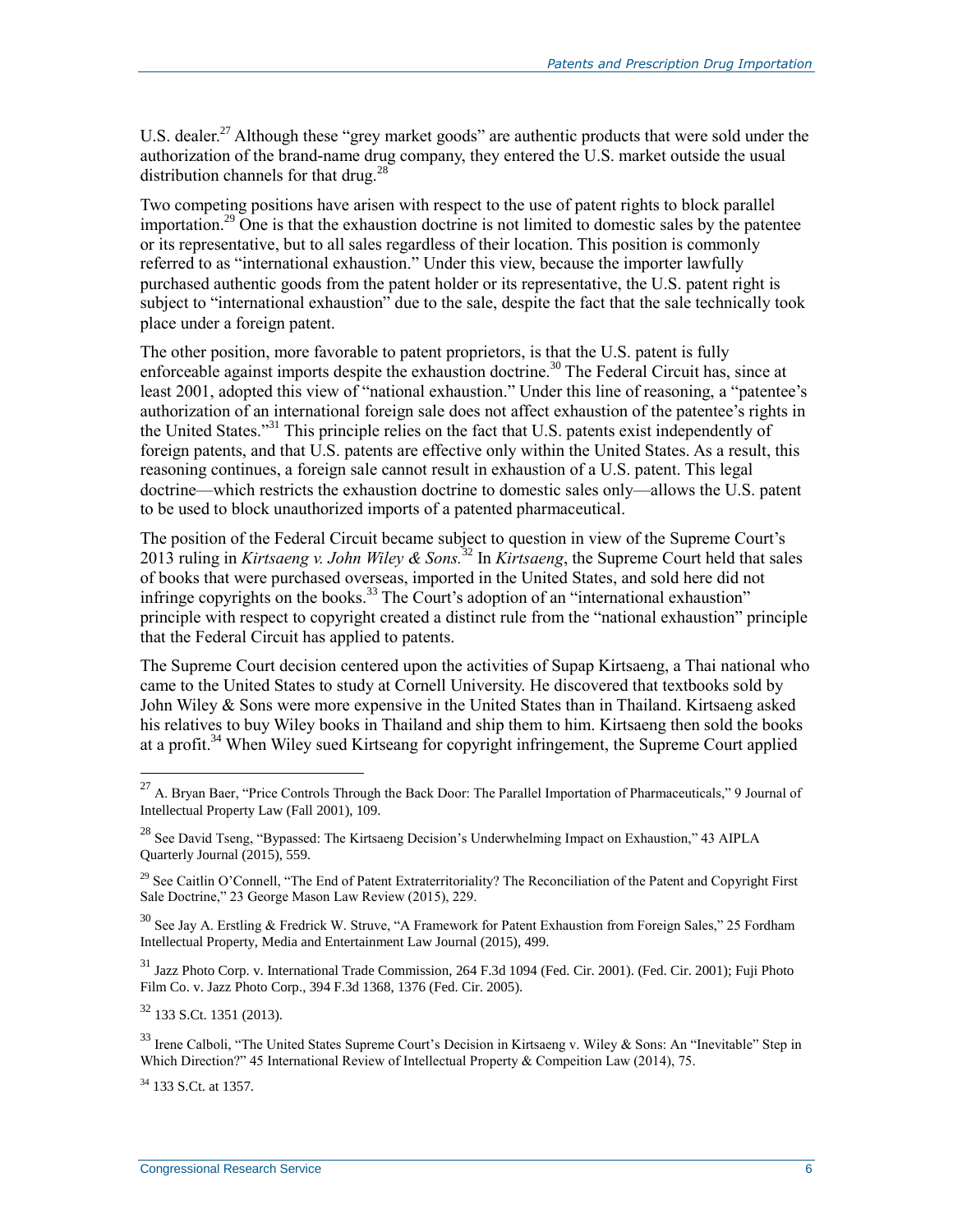U.S. dealer.[27] Although these "grey market goods" are authentic products that were sold under the authorization of the brand-name drug company, they entered the U.S. market outside the usual distribution channels for that drug.[28]

Two competing positions have arisen with respect to the use of patent rights to block parallel importation.[29] One is that the exhaustion doctrine is not limited to domestic sales by the patentee or its representative, but to all sales regardless of their location. This position is commonly referred to as "international exhaustion." Under this view, because the importer lawfully purchased authentic goods from the patent holder or its representative, the U.S. patent right is subject to "international exhaustion" due to the sale, despite the fact that the sale technically took place under a foreign patent.

The other position, more favorable to patent proprietors, is that the U.S. patent is fully enforceable against imports despite the exhaustion doctrine.[30] The Federal Circuit has, since at least 2001, adopted this view of "national exhaustion." Under this line of reasoning, a "patentee's authorization of an international foreign sale does not affect exhaustion of the patentee's rights in the United States."[31] This principle relies on the fact that U.S. patents exist independently of foreign patents, and that U.S. patents are effective only within the United States. As a result, this reasoning continues, a foreign sale cannot result in exhaustion of a U.S. patent. This legal doctrine—which restricts the exhaustion doctrine to domestic sales only—allows the U.S. patent to be used to block unauthorized imports of a patented pharmaceutical.

The position of the Federal Circuit became subject to question in view of the Supreme Court's 2013 ruling in *Kirtsaeng v. John Wiley & Sons.*[32] In *Kirtsaeng*, the Supreme Court held that sales of books that were purchased overseas, imported in the United States, and sold here did not infringe copyrights on the books.[33] The Court's adoption of an "international exhaustion" principle with respect to copyright created a distinct rule from the "national exhaustion" principle that the Federal Circuit has applied to patents.

The Supreme Court decision centered upon the activities of Supap Kirtsaeng, a Thai national who came to the United States to study at Cornell University. He discovered that textbooks sold by John Wiley & Sons were more expensive in the United States than in Thailand. Kirtsaeng asked his relatives to buy Wiley books in Thailand and ship them to him. Kirtsaeng then sold the books at a profit.[34] When Wiley sued Kirtseang for copyright infringement, the Supreme Court applied

---

[27] A. Bryan Baer, "Price Controls Through the Back Door: The Parallel Importation of Pharmaceuticals," 9 Journal of Intellectual Property Law (Fall 2001), 109.

[28] See David Tseng, "Bypassed: The Kirtsaeng Decision's Underwhelming Impact on Exhaustion," 43 AIPLA Quarterly Journal (2015), 559.

[29] See Caitlin O'Connell, "The End of Patent Extraterritoriality? The Reconciliation of the Patent and Copyright First Sale Doctrine," 23 George Mason Law Review (2015), 229.

[30] See Jay A. Erstling & Fredrick W. Struve, "A Framework for Patent Exhaustion from Foreign Sales," 25 Fordham Intellectual Property, Media and Entertainment Law Journal (2015), 499.

[31] Jazz Photo Corp. v. International Trade Commission, 264 F.3d 1094 (Fed. Cir. 2001). (Fed. Cir. 2001); Fuji Photo Film Co. v. Jazz Photo Corp., 394 F.3d 1368, 1376 (Fed. Cir. 2005).

[32] 133 S.Ct. 1351 (2013).

[33] Irene Calboli, "The United States Supreme Court's Decision in Kirtsaeng v. Wiley & Sons: An "Inevitable" Step in Which Direction?" 45 International Review of Intellectual Property & Compeition Law (2014), 75.

[34] 133 S.Ct. at 1357.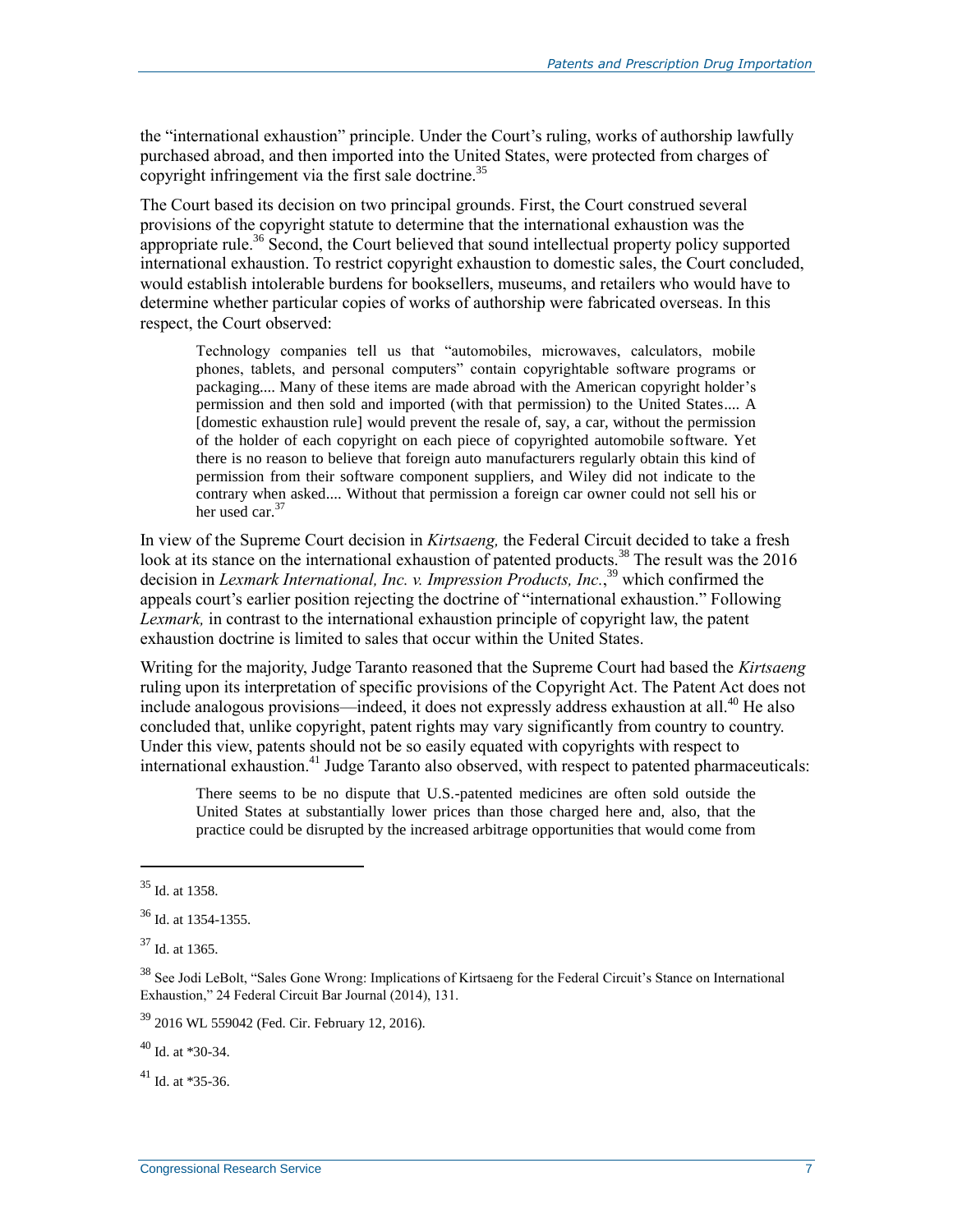the "international exhaustion" principle. Under the Court's ruling, works of authorship lawfully purchased abroad, and then imported into the United States, were protected from charges of copyright infringement via the first sale doctrine.[35]

The Court based its decision on two principal grounds. First, the Court construed several provisions of the copyright statute to determine that the international exhaustion was the appropriate rule.[36] Second, the Court believed that sound intellectual property policy supported international exhaustion. To restrict copyright exhaustion to domestic sales, the Court concluded, would establish intolerable burdens for booksellers, museums, and retailers who would have to determine whether particular copies of works of authorship were fabricated overseas. In this respect, the Court observed:

> Technology companies tell us that "automobiles, microwaves, calculators, mobile phones, tablets, and personal computers" contain copyrightable software programs or packaging.... Many of these items are made abroad with the American copyright holder's permission and then sold and imported (with that permission) to the United States.... A [domestic exhaustion rule] would prevent the resale of, say, a car, without the permission of the holder of each copyright on each piece of copyrighted automobile software. Yet there is no reason to believe that foreign auto manufacturers regularly obtain this kind of permission from their software component suppliers, and Wiley did not indicate to the contrary when asked.... Without that permission a foreign car owner could not sell his or her used car.[37]

In view of the Supreme Court decision in *Kirtsaeng,* the Federal Circuit decided to take a fresh look at its stance on the international exhaustion of patented products.[38] The result was the 2016 decision in *Lexmark International, Inc. v. Impression Products, Inc.*,[39] which confirmed the appeals court's earlier position rejecting the doctrine of "international exhaustion." Following *Lexmark,* in contrast to the international exhaustion principle of copyright law, the patent exhaustion doctrine is limited to sales that occur within the United States.

Writing for the majority, Judge Taranto reasoned that the Supreme Court had based the *Kirtsaeng* ruling upon its interpretation of specific provisions of the Copyright Act. The Patent Act does not include analogous provisions—indeed, it does not expressly address exhaustion at all.[40] He also concluded that, unlike copyright, patent rights may vary significantly from country to country. Under this view, patents should not be so easily equated with copyrights with respect to international exhaustion.[41] Judge Taranto also observed, with respect to patented pharmaceuticals:

> There seems to be no dispute that U.S.-patented medicines are often sold outside the United States at substantially lower prices than those charged here and, also, that the practice could be disrupted by the increased arbitrage opportunities that would come from

---

[35] Id. at 1358.

[36] Id. at 1354-1355.

[37] Id. at 1365.

[38] See Jodi LeBolt, "Sales Gone Wrong: Implications of Kirtsaeng for the Federal Circuit's Stance on International Exhaustion," 24 Federal Circuit Bar Journal (2014), 131.

[39] 2016 WL 559042 (Fed. Cir. February 12, 2016).

[40] Id. at *30-34.

[41] Id. at *35-36.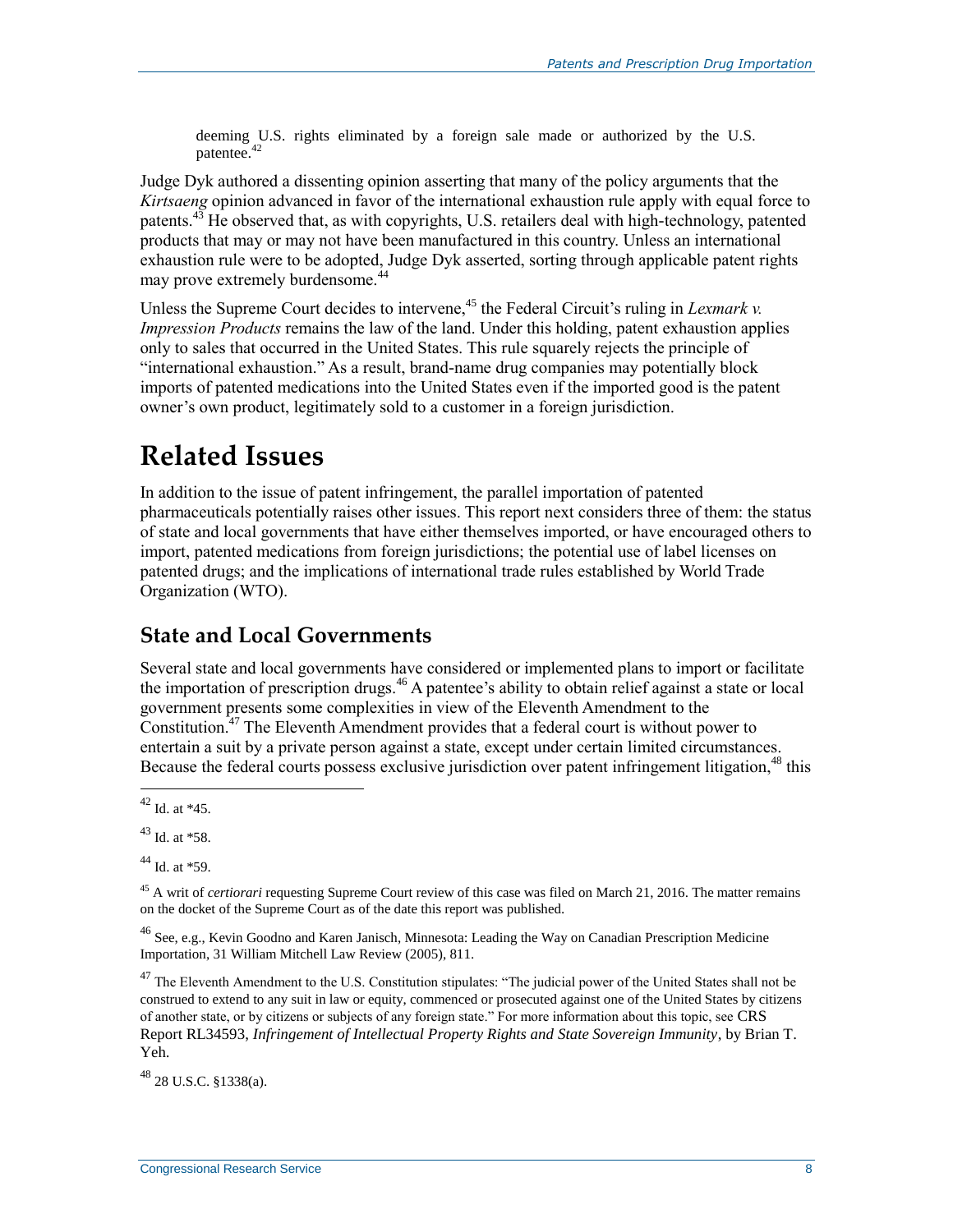> deeming U.S. rights eliminated by a foreign sale made or authorized by the U.S. patentee.[42]

Judge Dyk authored a dissenting opinion asserting that many of the policy arguments that the *Kirtsaeng* opinion advanced in favor of the international exhaustion rule apply with equal force to patents.[43] He observed that, as with copyrights, U.S. retailers deal with high-technology, patented products that may or may not have been manufactured in this country. Unless an international exhaustion rule were to be adopted, Judge Dyk asserted, sorting through applicable patent rights may prove extremely burdensome.[44]

Unless the Supreme Court decides to intervene,[45] the Federal Circuit's ruling in *Lexmark v. Impression Products* remains the law of the land. Under this holding, patent exhaustion applies only to sales that occurred in the United States. This rule squarely rejects the principle of "international exhaustion." As a result, brand-name drug companies may potentially block imports of patented medications into the United States even if the imported good is the patent owner's own product, legitimately sold to a customer in a foreign jurisdiction.

# Related Issues

In addition to the issue of patent infringement, the parallel importation of patented pharmaceuticals potentially raises other issues. This report next considers three of them: the status of state and local governments that have either themselves imported, or have encouraged others to import, patented medications from foreign jurisdictions; the potential use of label licenses on patented drugs; and the implications of international trade rules established by World Trade Organization (WTO).

## State and Local Governments

Several state and local governments have considered or implemented plans to import or facilitate the importation of prescription drugs.[46] A patentee's ability to obtain relief against a state or local government presents some complexities in view of the Eleventh Amendment to the Constitution.[47] The Eleventh Amendment provides that a federal court is without power to entertain a suit by a private person against a state, except under certain limited circumstances. Because the federal courts possess exclusive jurisdiction over patent infringement litigation,[48] this

---

[42] Id. at *45.

[43] Id. at *58.

[44] Id. at *59.

[45] A writ of *certiorari* requesting Supreme Court review of this case was filed on March 21, 2016. The matter remains on the docket of the Supreme Court as of the date this report was published.

[46] See, e.g., Kevin Goodno and Karen Janisch, Minnesota: Leading the Way on Canadian Prescription Medicine Importation, 31 William Mitchell Law Review (2005), 811.

[47] The Eleventh Amendment to the U.S. Constitution stipulates: "The judicial power of the United States shall not be construed to extend to any suit in law or equity, commenced or prosecuted against one of the United States by citizens of another state, or by citizens or subjects of any foreign state." For more information about this topic, see CRS Report RL34593, *Infringement of Intellectual Property Rights and State Sovereign Immunity*, by Brian T. Yeh.

[48] 28 U.S.C. §1338(a).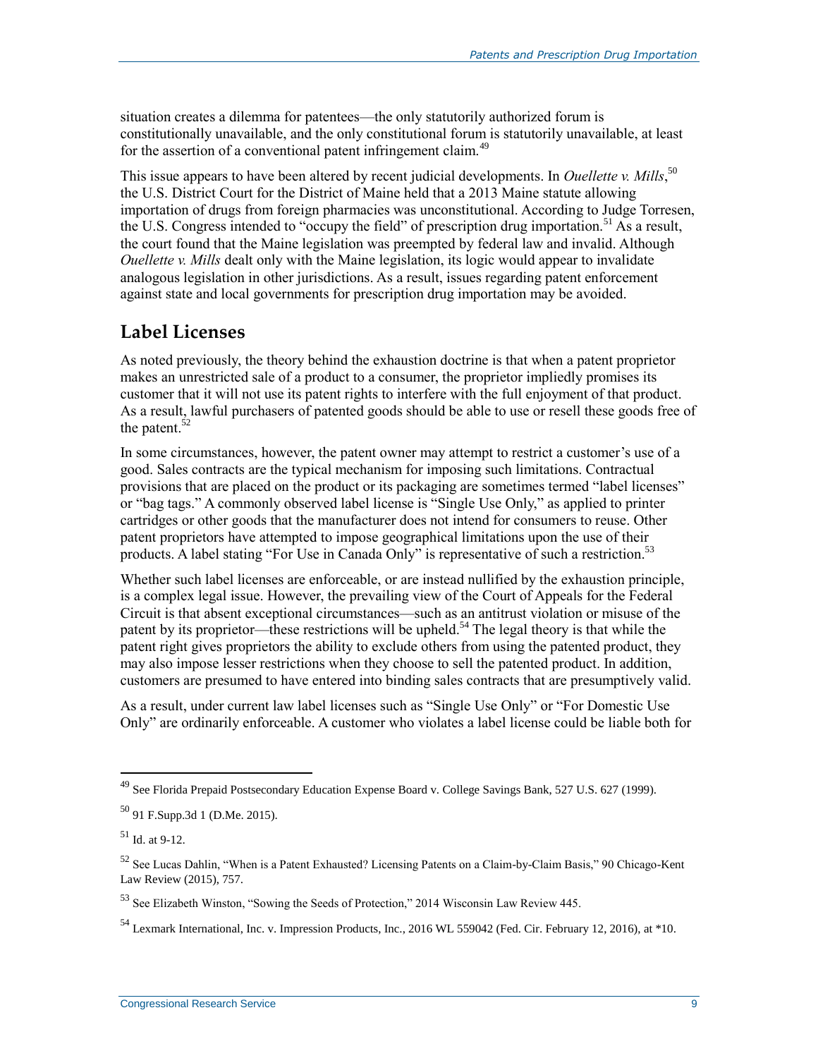situation creates a dilemma for patentees—the only statutorily authorized forum is constitutionally unavailable, and the only constitutional forum is statutorily unavailable, at least for the assertion of a conventional patent infringement claim.[49]

This issue appears to have been altered by recent judicial developments. In *Ouellette v. Mills*,[50] the U.S. District Court for the District of Maine held that a 2013 Maine statute allowing importation of drugs from foreign pharmacies was unconstitutional. According to Judge Torresen, the U.S. Congress intended to "occupy the field" of prescription drug importation.[51] As a result, the court found that the Maine legislation was preempted by federal law and invalid. Although *Ouellette v. Mills* dealt only with the Maine legislation, its logic would appear to invalidate analogous legislation in other jurisdictions. As a result, issues regarding patent enforcement against state and local governments for prescription drug importation may be avoided.

## Label Licenses

As noted previously, the theory behind the exhaustion doctrine is that when a patent proprietor makes an unrestricted sale of a product to a consumer, the proprietor impliedly promises its customer that it will not use its patent rights to interfere with the full enjoyment of that product. As a result, lawful purchasers of patented goods should be able to use or resell these goods free of the patent.[52]

In some circumstances, however, the patent owner may attempt to restrict a customer's use of a good. Sales contracts are the typical mechanism for imposing such limitations. Contractual provisions that are placed on the product or its packaging are sometimes termed "label licenses" or "bag tags." A commonly observed label license is "Single Use Only," as applied to printer cartridges or other goods that the manufacturer does not intend for consumers to reuse. Other patent proprietors have attempted to impose geographical limitations upon the use of their products. A label stating "For Use in Canada Only" is representative of such a restriction.[53]

Whether such label licenses are enforceable, or are instead nullified by the exhaustion principle, is a complex legal issue. However, the prevailing view of the Court of Appeals for the Federal Circuit is that absent exceptional circumstances—such as an antitrust violation or misuse of the patent by its proprietor—these restrictions will be upheld.[54] The legal theory is that while the patent right gives proprietors the ability to exclude others from using the patented product, they may also impose lesser restrictions when they choose to sell the patented product. In addition, customers are presumed to have entered into binding sales contracts that are presumptively valid.

As a result, under current law label licenses such as "Single Use Only" or "For Domestic Use Only" are ordinarily enforceable. A customer who violates a label license could be liable both for

[49] See Florida Prepaid Postsecondary Education Expense Board v. College Savings Bank, 527 U.S. 627 (1999).

[50] 91 F.Supp.3d 1 (D.Me. 2015).

[51] Id. at 9-12.

[52] See Lucas Dahlin, "When is a Patent Exhausted? Licensing Patents on a Claim-by-Claim Basis," 90 Chicago-Kent Law Review (2015), 757.

[53] See Elizabeth Winston, "Sowing the Seeds of Protection," 2014 Wisconsin Law Review 445.

[54] Lexmark International, Inc. v. Impression Products, Inc., 2016 WL 559042 (Fed. Cir. February 12, 2016), at *10.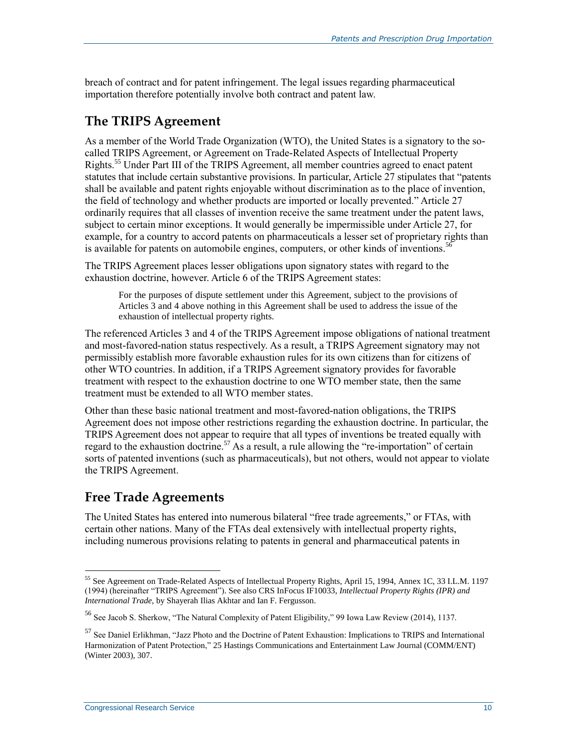breach of contract and for patent infringement. The legal issues regarding pharmaceutical importation therefore potentially involve both contract and patent law.

## The TRIPS Agreement

As a member of the World Trade Organization (WTO), the United States is a signatory to the so-called TRIPS Agreement, or Agreement on Trade-Related Aspects of Intellectual Property Rights.[55] Under Part III of the TRIPS Agreement, all member countries agreed to enact patent statutes that include certain substantive provisions. In particular, Article 27 stipulates that "patents shall be available and patent rights enjoyable without discrimination as to the place of invention, the field of technology and whether products are imported or locally prevented." Article 27 ordinarily requires that all classes of invention receive the same treatment under the patent laws, subject to certain minor exceptions. It would generally be impermissible under Article 27, for example, for a country to accord patents on pharmaceuticals a lesser set of proprietary rights than is available for patents on automobile engines, computers, or other kinds of inventions.[56]

The TRIPS Agreement places lesser obligations upon signatory states with regard to the exhaustion doctrine, however. Article 6 of the TRIPS Agreement states:

> For the purposes of dispute settlement under this Agreement, subject to the provisions of Articles 3 and 4 above nothing in this Agreement shall be used to address the issue of the exhaustion of intellectual property rights.

The referenced Articles 3 and 4 of the TRIPS Agreement impose obligations of national treatment and most-favored-nation status respectively. As a result, a TRIPS Agreement signatory may not permissibly establish more favorable exhaustion rules for its own citizens than for citizens of other WTO countries. In addition, if a TRIPS Agreement signatory provides for favorable treatment with respect to the exhaustion doctrine to one WTO member state, then the same treatment must be extended to all WTO member states.

Other than these basic national treatment and most-favored-nation obligations, the TRIPS Agreement does not impose other restrictions regarding the exhaustion doctrine. In particular, the TRIPS Agreement does not appear to require that all types of inventions be treated equally with regard to the exhaustion doctrine.[57] As a result, a rule allowing the "re-importation" of certain sorts of patented inventions (such as pharmaceuticals), but not others, would not appear to violate the TRIPS Agreement.

## Free Trade Agreements

The United States has entered into numerous bilateral "free trade agreements," or FTAs, with certain other nations. Many of the FTAs deal extensively with intellectual property rights, including numerous provisions relating to patents in general and pharmaceutical patents in

---

[55] See Agreement on Trade-Related Aspects of Intellectual Property Rights, April 15, 1994, Annex 1C, 33 I.L.M. 1197 (1994) (hereinafter "TRIPS Agreement"). See also CRS InFocus IF10033, *Intellectual Property Rights (IPR) and International Trade*, by Shayerah Ilias Akhtar and Ian F. Fergusson.

[56] See Jacob S. Sherkow, "The Natural Complexity of Patent Eligibility," 99 Iowa Law Review (2014), 1137.

[57] See Daniel Erlikhman, "Jazz Photo and the Doctrine of Patent Exhaustion: Implications to TRIPS and International Harmonization of Patent Protection," 25 Hastings Communications and Entertainment Law Journal (COMM/ENT) (Winter 2003), 307.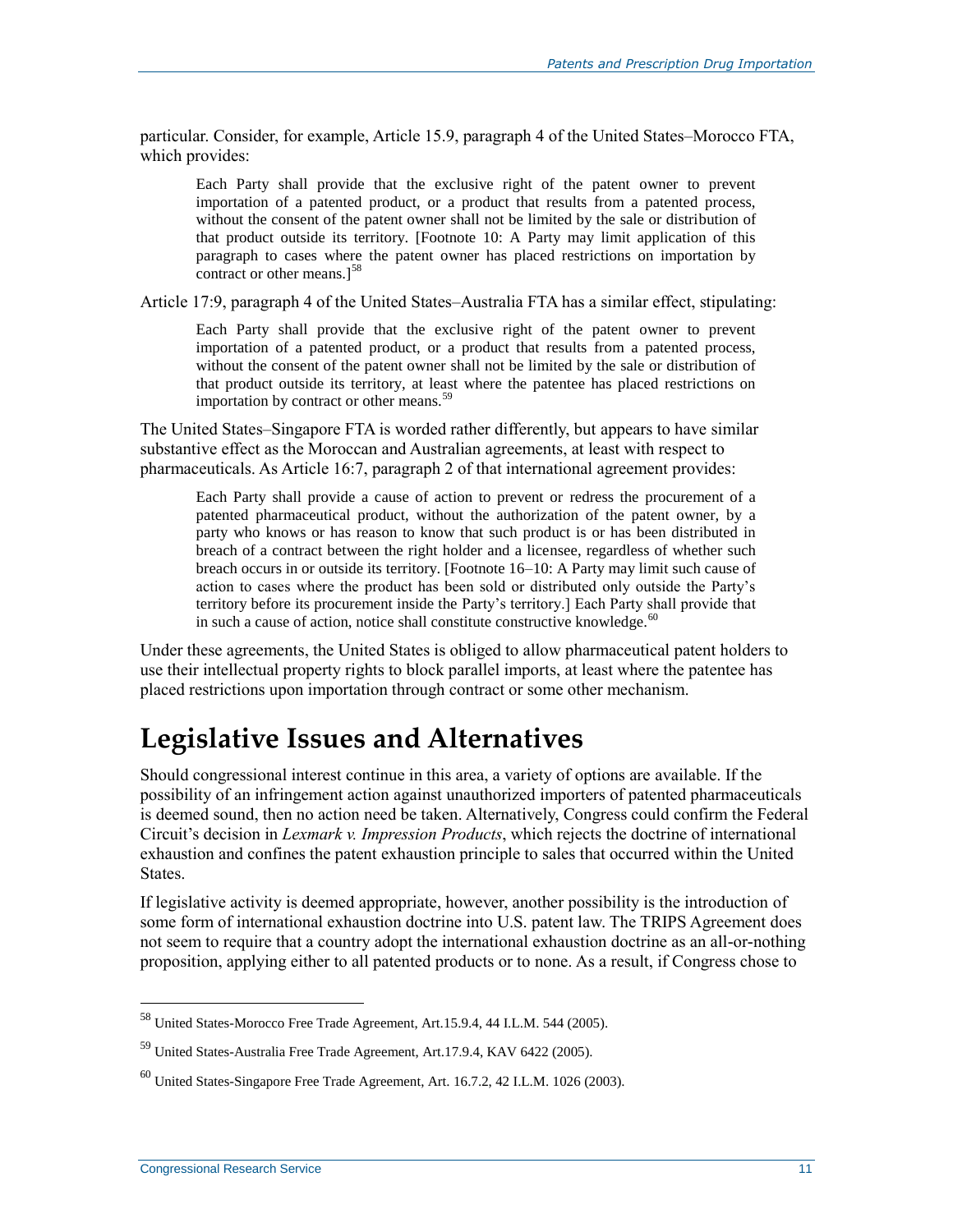particular. Consider, for example, Article 15.9, paragraph 4 of the United States–Morocco FTA, which provides:

> Each Party shall provide that the exclusive right of the patent owner to prevent importation of a patented product, or a product that results from a patented process, without the consent of the patent owner shall not be limited by the sale or distribution of that product outside its territory. [Footnote 10: A Party may limit application of this paragraph to cases where the patent owner has placed restrictions on importation by contract or other means.][58]

Article 17:9, paragraph 4 of the United States–Australia FTA has a similar effect, stipulating:

> Each Party shall provide that the exclusive right of the patent owner to prevent importation of a patented product, or a product that results from a patented process, without the consent of the patent owner shall not be limited by the sale or distribution of that product outside its territory, at least where the patentee has placed restrictions on importation by contract or other means.[59]

The United States–Singapore FTA is worded rather differently, but appears to have similar substantive effect as the Moroccan and Australian agreements, at least with respect to pharmaceuticals. As Article 16:7, paragraph 2 of that international agreement provides:

> Each Party shall provide a cause of action to prevent or redress the procurement of a patented pharmaceutical product, without the authorization of the patent owner, by a party who knows or has reason to know that such product is or has been distributed in breach of a contract between the right holder and a licensee, regardless of whether such breach occurs in or outside its territory. [Footnote 16–10: A Party may limit such cause of action to cases where the product has been sold or distributed only outside the Party's territory before its procurement inside the Party's territory.] Each Party shall provide that in such a cause of action, notice shall constitute constructive knowledge.[60]

Under these agreements, the United States is obliged to allow pharmaceutical patent holders to use their intellectual property rights to block parallel imports, at least where the patentee has placed restrictions upon importation through contract or some other mechanism.

# Legislative Issues and Alternatives

Should congressional interest continue in this area, a variety of options are available. If the possibility of an infringement action against unauthorized importers of patented pharmaceuticals is deemed sound, then no action need be taken. Alternatively, Congress could confirm the Federal Circuit's decision in *Lexmark v. Impression Products*, which rejects the doctrine of international exhaustion and confines the patent exhaustion principle to sales that occurred within the United States.

If legislative activity is deemed appropriate, however, another possibility is the introduction of some form of international exhaustion doctrine into U.S. patent law. The TRIPS Agreement does not seem to require that a country adopt the international exhaustion doctrine as an all-or-nothing proposition, applying either to all patented products or to none. As a result, if Congress chose to

---

[58] United States-Morocco Free Trade Agreement, Art.15.9.4, 44 I.L.M. 544 (2005).

[59] United States-Australia Free Trade Agreement, Art.17.9.4, KAV 6422 (2005).

[60] United States-Singapore Free Trade Agreement, Art. 16.7.2, 42 I.L.M. 1026 (2003).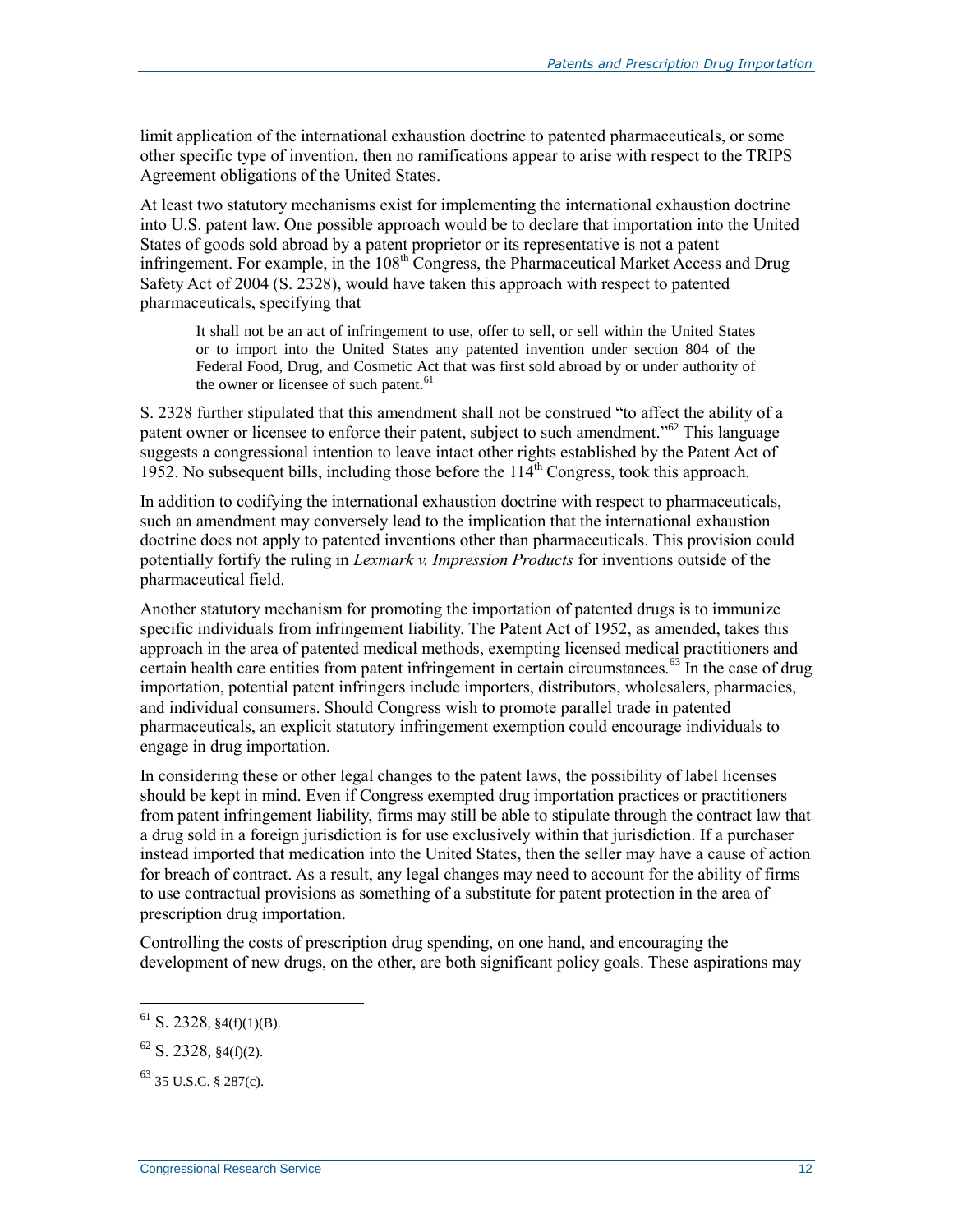limit application of the international exhaustion doctrine to patented pharmaceuticals, or some other specific type of invention, then no ramifications appear to arise with respect to the TRIPS Agreement obligations of the United States.

At least two statutory mechanisms exist for implementing the international exhaustion doctrine into U.S. patent law. One possible approach would be to declare that importation into the United States of goods sold abroad by a patent proprietor or its representative is not a patent infringement. For example, in the 108th Congress, the Pharmaceutical Market Access and Drug Safety Act of 2004 (S. 2328), would have taken this approach with respect to patented pharmaceuticals, specifying that

> It shall not be an act of infringement to use, offer to sell, or sell within the United States or to import into the United States any patented invention under section 804 of the Federal Food, Drug, and Cosmetic Act that was first sold abroad by or under authority of the owner or licensee of such patent.[61]

S. 2328 further stipulated that this amendment shall not be construed "to affect the ability of a patent owner or licensee to enforce their patent, subject to such amendment."[62] This language suggests a congressional intention to leave intact other rights established by the Patent Act of 1952. No subsequent bills, including those before the 114th Congress, took this approach.

In addition to codifying the international exhaustion doctrine with respect to pharmaceuticals, such an amendment may conversely lead to the implication that the international exhaustion doctrine does not apply to patented inventions other than pharmaceuticals. This provision could potentially fortify the ruling in *Lexmark v. Impression Products* for inventions outside of the pharmaceutical field.

Another statutory mechanism for promoting the importation of patented drugs is to immunize specific individuals from infringement liability. The Patent Act of 1952, as amended, takes this approach in the area of patented medical methods, exempting licensed medical practitioners and certain health care entities from patent infringement in certain circumstances.[63] In the case of drug importation, potential patent infringers include importers, distributors, wholesalers, pharmacies, and individual consumers. Should Congress wish to promote parallel trade in patented pharmaceuticals, an explicit statutory infringement exemption could encourage individuals to engage in drug importation.

In considering these or other legal changes to the patent laws, the possibility of label licenses should be kept in mind. Even if Congress exempted drug importation practices or practitioners from patent infringement liability, firms may still be able to stipulate through the contract law that a drug sold in a foreign jurisdiction is for use exclusively within that jurisdiction. If a purchaser instead imported that medication into the United States, then the seller may have a cause of action for breach of contract. As a result, any legal changes may need to account for the ability of firms to use contractual provisions as something of a substitute for patent protection in the area of prescription drug importation.

Controlling the costs of prescription drug spending, on one hand, and encouraging the development of new drugs, on the other, are both significant policy goals. These aspirations may

---

[61] S. 2328, §4(f)(1)(B).

[62] S. 2328, §4(f)(2).

[63] 35 U.S.C. § 287(c).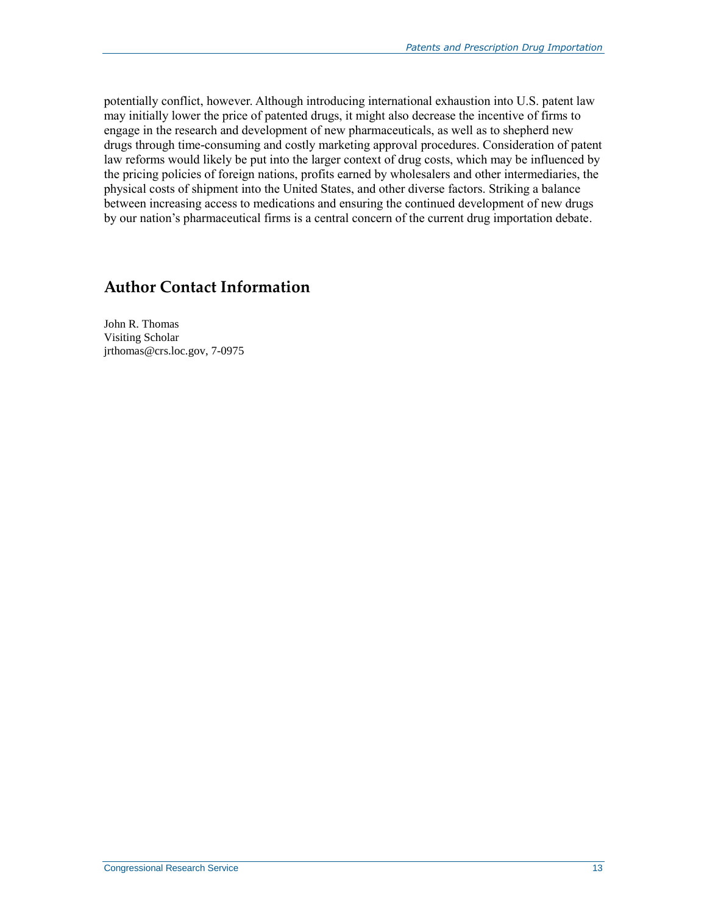potentially conflict, however. Although introducing international exhaustion into U.S. patent law may initially lower the price of patented drugs, it might also decrease the incentive of firms to engage in the research and development of new pharmaceuticals, as well as to shepherd new drugs through time-consuming and costly marketing approval procedures. Consideration of patent law reforms would likely be put into the larger context of drug costs, which may be influenced by the pricing policies of foreign nations, profits earned by wholesalers and other intermediaries, the physical costs of shipment into the United States, and other diverse factors. Striking a balance between increasing access to medications and ensuring the continued development of new drugs by our nation's pharmaceutical firms is a central concern of the current drug importation debate.

## Author Contact Information

John R. Thomas
Visiting Scholar
jrthomas@crs.loc.gov, 7-0975